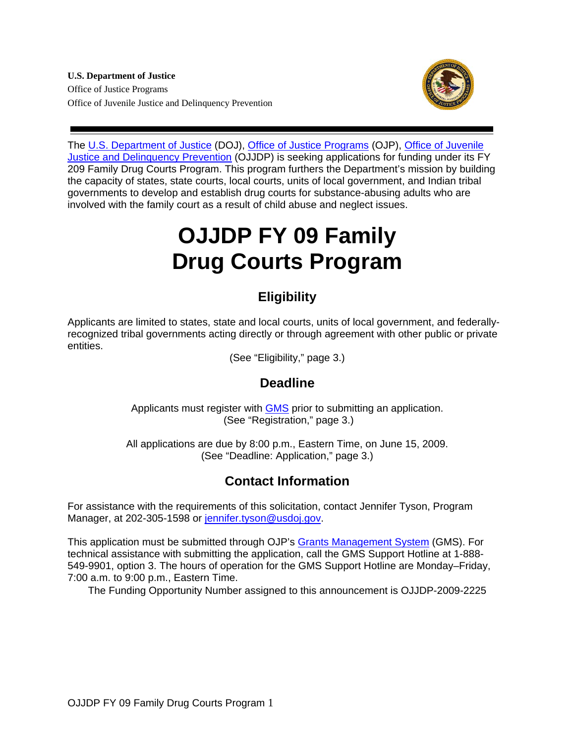**U.S. Department of Justice**
Office of Justice Programs
Office of Juvenile Justice and Delinquency Prevention

The U.S. Department of Justice (DOJ), Office of Justice Programs (OJP), Office of Juvenile Justice and Delinquency Prevention (OJJDP) is seeking applications for funding under its FY 209 Family Drug Courts Program. This program furthers the Department's mission by building the capacity of states, state courts, local courts, units of local government, and Indian tribal governments to develop and establish drug courts for substance-abusing adults who are involved with the family court as a result of child abuse and neglect issues.

# OJJDP FY 09 Family Drug Courts Program

## Eligibility

Applicants are limited to states, state and local courts, units of local government, and federally-recognized tribal governments acting directly or through agreement with other public or private entities.

(See "Eligibility," page 3.)

## Deadline

Applicants must register with GMS prior to submitting an application.
(See "Registration," page 3.)

All applications are due by 8:00 p.m., Eastern Time, on June 15, 2009.
(See "Deadline: Application," page 3.)

## Contact Information

For assistance with the requirements of this solicitation, contact Jennifer Tyson, Program Manager, at 202-305-1598 or jennifer.tyson@usdoj.gov.

This application must be submitted through OJP's Grants Management System (GMS). For technical assistance with submitting the application, call the GMS Support Hotline at 1-888-549-9901, option 3. The hours of operation for the GMS Support Hotline are Monday–Friday, 7:00 a.m. to 9:00 p.m., Eastern Time.

The Funding Opportunity Number assigned to this announcement is OJJDP-2009-2225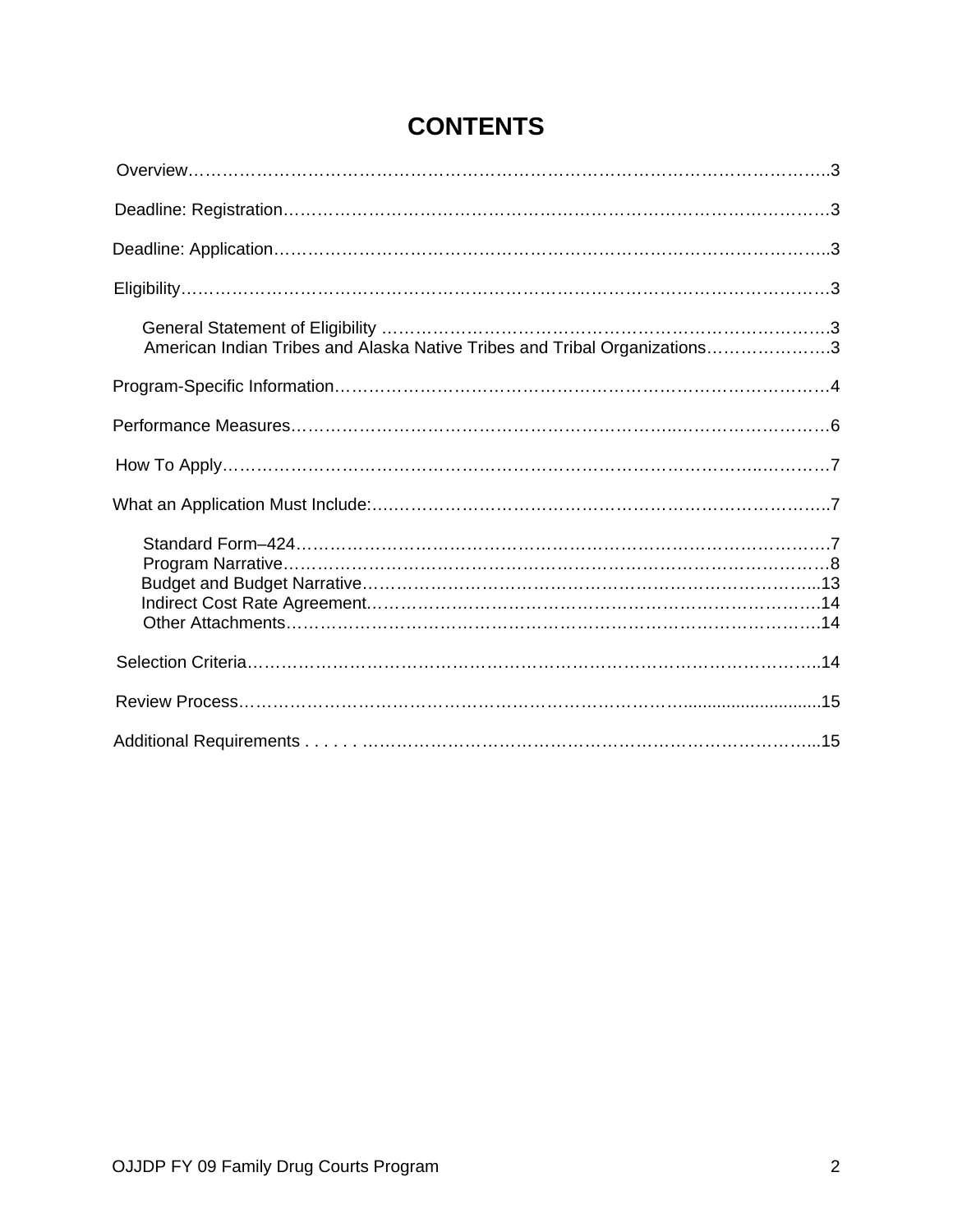# CONTENTS

Overview……………………………………………………………………………………………..3

Deadline: Registration………………………………………………………………………………3

Deadline: Application………………………………………………………………………………..3

Eligibility……………………………………………………………………………………………3

General Statement of Eligibility …………………………………………………………………….3
American Indian Tribes and Alaska Native Tribes and Tribal Organizations…………………..3

Program-Specific Information……………………………………………………………………….4

Performance Measures………………………………………………………………………………6

How To Apply………………………………………………………………………………………7

What an Application Must Include:…………………………………………………………………..7

Standard Form–424……………………………………………………………………………….7
Program Narrative…………………………………………………………………………………8
Budget and Budget Narrative……………………………………………………………………...13
Indirect Cost Rate Agreement……………………………………………………………………….14
Other Attachments………………………………………………………………………………….14

Selection Criteria………………………………………………………………………………..14

Review Process……………………………………………………………………………………15

Additional Requirements . . . . . . ………………………………………………………………...15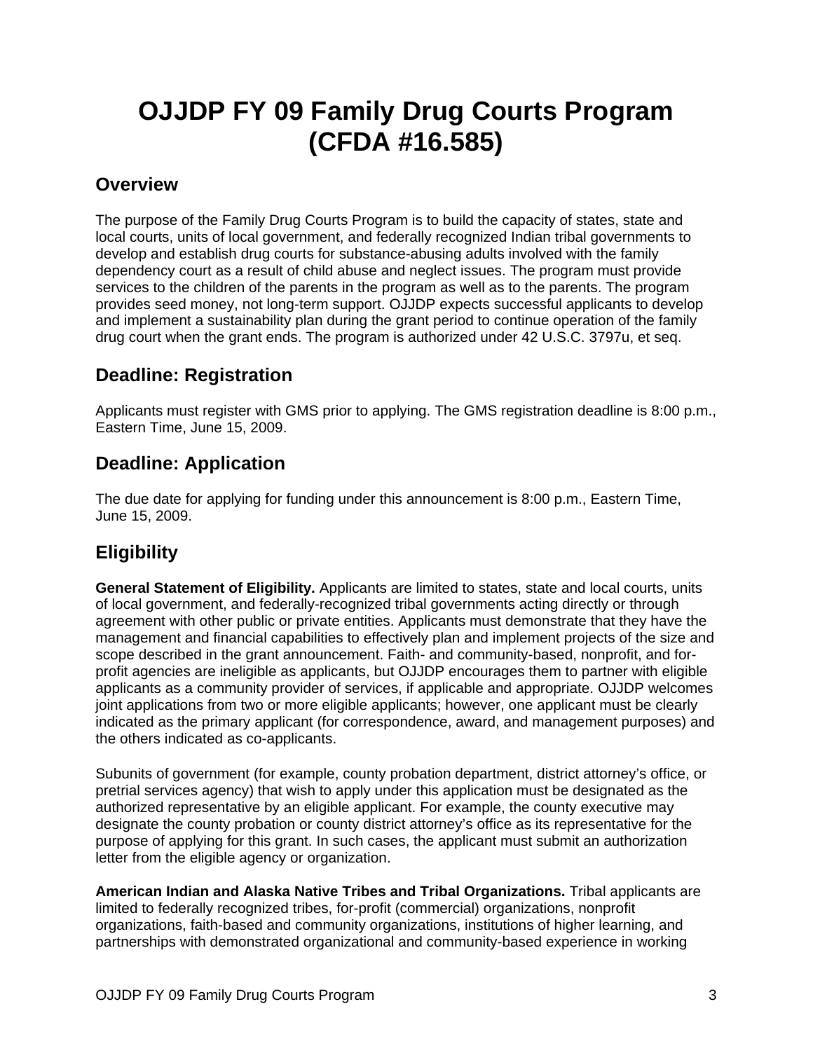# OJJDP FY 09 Family Drug Courts Program (CFDA #16.585)

## Overview

The purpose of the Family Drug Courts Program is to build the capacity of states, state and local courts, units of local government, and federally recognized Indian tribal governments to develop and establish drug courts for substance-abusing adults involved with the family dependency court as a result of child abuse and neglect issues. The program must provide services to the children of the parents in the program as well as to the parents. The program provides seed money, not long-term support. OJJDP expects successful applicants to develop and implement a sustainability plan during the grant period to continue operation of the family drug court when the grant ends. The program is authorized under 42 U.S.C. 3797u, et seq.

## Deadline: Registration

Applicants must register with GMS prior to applying. The GMS registration deadline is 8:00 p.m., Eastern Time, June 15, 2009.

## Deadline: Application

The due date for applying for funding under this announcement is 8:00 p.m., Eastern Time, June 15, 2009.

## Eligibility

**General Statement of Eligibility.** Applicants are limited to states, state and local courts, units of local government, and federally-recognized tribal governments acting directly or through agreement with other public or private entities. Applicants must demonstrate that they have the management and financial capabilities to effectively plan and implement projects of the size and scope described in the grant announcement. Faith- and community-based, nonprofit, and for-profit agencies are ineligible as applicants, but OJJDP encourages them to partner with eligible applicants as a community provider of services, if applicable and appropriate. OJJDP welcomes joint applications from two or more eligible applicants; however, one applicant must be clearly indicated as the primary applicant (for correspondence, award, and management purposes) and the others indicated as co-applicants.

Subunits of government (for example, county probation department, district attorney's office, or pretrial services agency) that wish to apply under this application must be designated as the authorized representative by an eligible applicant. For example, the county executive may designate the county probation or county district attorney's office as its representative for the purpose of applying for this grant. In such cases, the applicant must submit an authorization letter from the eligible agency or organization.

**American Indian and Alaska Native Tribes and Tribal Organizations.** Tribal applicants are limited to federally recognized tribes, for-profit (commercial) organizations, nonprofit organizations, faith-based and community organizations, institutions of higher learning, and partnerships with demonstrated organizational and community-based experience in working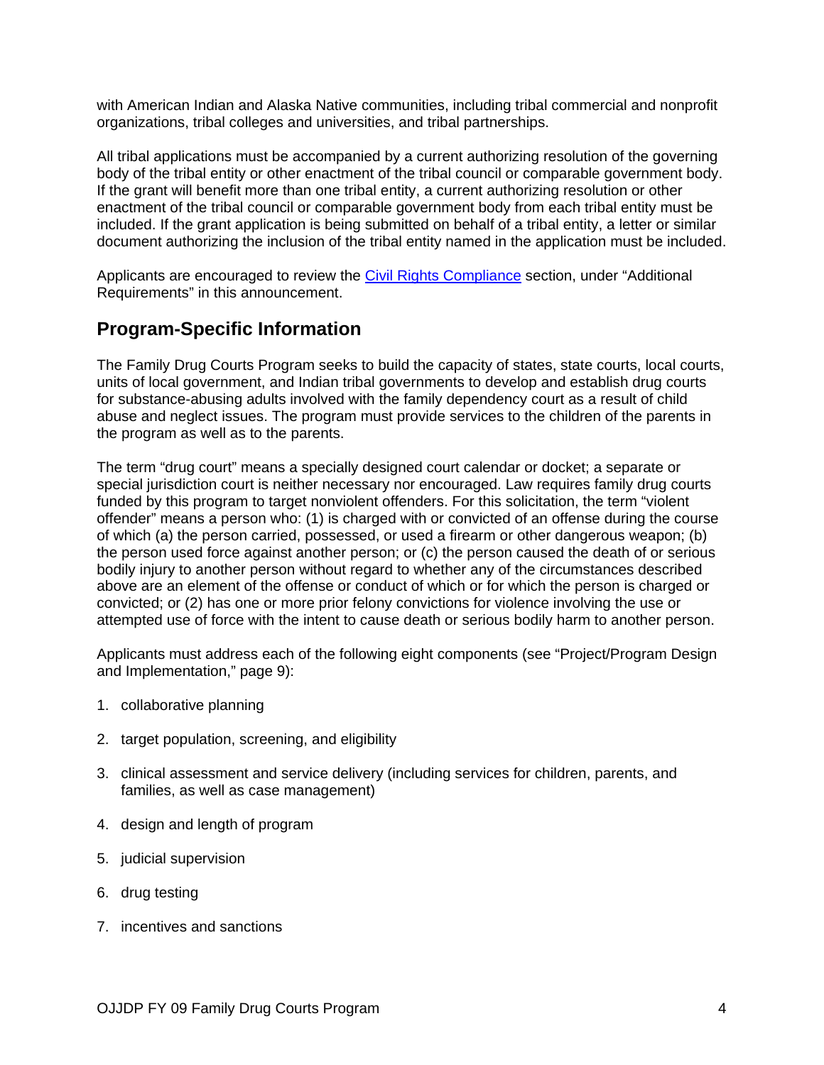with American Indian and Alaska Native communities, including tribal commercial and nonprofit organizations, tribal colleges and universities, and tribal partnerships.

All tribal applications must be accompanied by a current authorizing resolution of the governing body of the tribal entity or other enactment of the tribal council or comparable government body. If the grant will benefit more than one tribal entity, a current authorizing resolution or other enactment of the tribal council or comparable government body from each tribal entity must be included. If the grant application is being submitted on behalf of a tribal entity, a letter or similar document authorizing the inclusion of the tribal entity named in the application must be included.

Applicants are encouraged to review the Civil Rights Compliance section, under "Additional Requirements" in this announcement.

## Program-Specific Information

The Family Drug Courts Program seeks to build the capacity of states, state courts, local courts, units of local government, and Indian tribal governments to develop and establish drug courts for substance-abusing adults involved with the family dependency court as a result of child abuse and neglect issues. The program must provide services to the children of the parents in the program as well as to the parents.

The term "drug court" means a specially designed court calendar or docket; a separate or special jurisdiction court is neither necessary nor encouraged. Law requires family drug courts funded by this program to target nonviolent offenders. For this solicitation, the term "violent offender" means a person who: (1) is charged with or convicted of an offense during the course of which (a) the person carried, possessed, or used a firearm or other dangerous weapon; (b) the person used force against another person; or (c) the person caused the death of or serious bodily injury to another person without regard to whether any of the circumstances described above are an element of the offense or conduct of which or for which the person is charged or convicted; or (2) has one or more prior felony convictions for violence involving the use or attempted use of force with the intent to cause death or serious bodily harm to another person.

Applicants must address each of the following eight components (see "Project/Program Design and Implementation," page 9):

1. collaborative planning
2. target population, screening, and eligibility
3. clinical assessment and service delivery (including services for children, parents, and families, as well as case management)
4. design and length of program
5. judicial supervision
6. drug testing
7. incentives and sanctions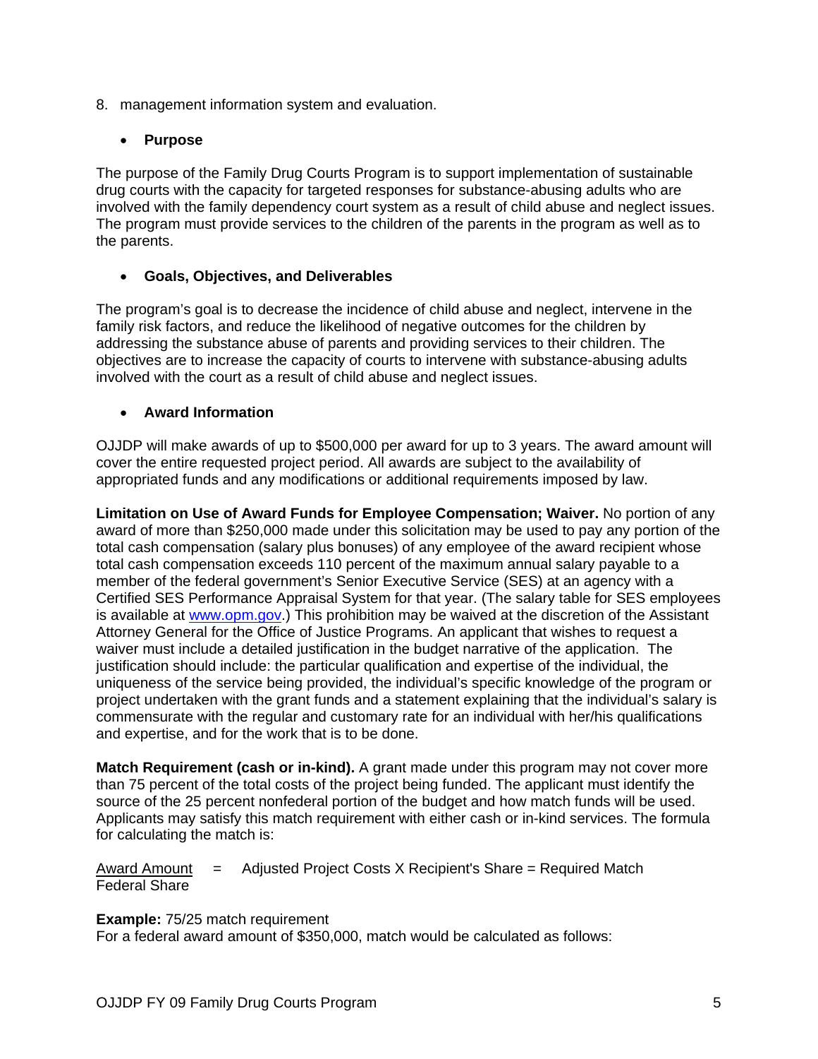8. management information system and evaluation.

- **Purpose**

The purpose of the Family Drug Courts Program is to support implementation of sustainable drug courts with the capacity for targeted responses for substance-abusing adults who are involved with the family dependency court system as a result of child abuse and neglect issues. The program must provide services to the children of the parents in the program as well as to the parents.

- **Goals, Objectives, and Deliverables**

The program's goal is to decrease the incidence of child abuse and neglect, intervene in the family risk factors, and reduce the likelihood of negative outcomes for the children by addressing the substance abuse of parents and providing services to their children. The objectives are to increase the capacity of courts to intervene with substance-abusing adults involved with the court as a result of child abuse and neglect issues.

- **Award Information**

OJJDP will make awards of up to $500,000 per award for up to 3 years. The award amount will cover the entire requested project period. All awards are subject to the availability of appropriated funds and any modifications or additional requirements imposed by law.

**Limitation on Use of Award Funds for Employee Compensation; Waiver.** No portion of any award of more than $250,000 made under this solicitation may be used to pay any portion of the total cash compensation (salary plus bonuses) of any employee of the award recipient whose total cash compensation exceeds 110 percent of the maximum annual salary payable to a member of the federal government's Senior Executive Service (SES) at an agency with a Certified SES Performance Appraisal System for that year. (The salary table for SES employees is available at [www.opm.gov](http://www.opm.gov).) This prohibition may be waived at the discretion of the Assistant Attorney General for the Office of Justice Programs. An applicant that wishes to request a waiver must include a detailed justification in the budget narrative of the application. The justification should include: the particular qualification and expertise of the individual, the uniqueness of the service being provided, the individual's specific knowledge of the program or project undertaken with the grant funds and a statement explaining that the individual's salary is commensurate with the regular and customary rate for an individual with her/his qualifications and expertise, and for the work that is to be done.

**Match Requirement (cash or in-kind).** A grant made under this program may not cover more than 75 percent of the total costs of the project being funded. The applicant must identify the source of the 25 percent nonfederal portion of the budget and how match funds will be used. Applicants may satisfy this match requirement with either cash or in-kind services. The formula for calculating the match is:

$$\frac{\text{Award Amount}}{\text{Federal Share}} = \text{Adjusted Project Costs} \times \text{Recipient's Share} = \text{Required Match}$$

**Example:** 75/25 match requirement
For a federal award amount of $350,000, match would be calculated as follows: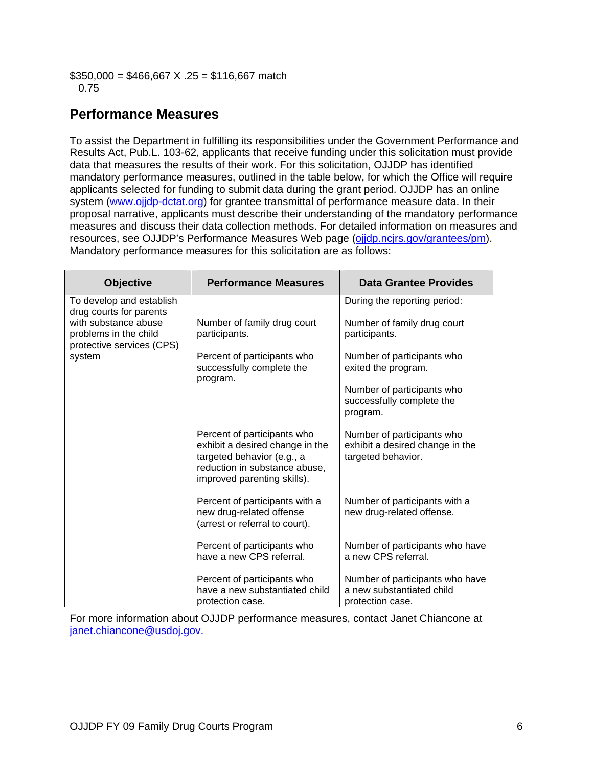$$\frac{\$350,000}{0.75} = \$466,667 \times .25 = \$116,667 \text{ match}$$

## Performance Measures

To assist the Department in fulfilling its responsibilities under the Government Performance and Results Act, Pub.L. 103-62, applicants that receive funding under this solicitation must provide data that measures the results of their work. For this solicitation, OJJDP has identified mandatory performance measures, outlined in the table below, for which the Office will require applicants selected for funding to submit data during the grant period. OJJDP has an online system (www.ojjdp-dctat.org) for grantee transmittal of performance measure data. In their proposal narrative, applicants must describe their understanding of the mandatory performance measures and discuss their data collection methods. For detailed information on measures and resources, see OJJDP's Performance Measures Web page (ojjdp.ncjrs.gov/grantees/pm). Mandatory performance measures for this solicitation are as follows:

| Objective | Performance Measures | Data Grantee Provides |
|---|---|---|
| To develop and establish drug courts for parents with substance abuse problems in the child protective services (CPS) system | | During the reporting period: |
| | Number of family drug court participants. | Number of family drug court participants. |
| | Percent of participants who successfully complete the program. | Number of participants who exited the program.<br><br>Number of participants who successfully complete the program. |
| | Percent of participants who exhibit a desired change in the targeted behavior (e.g., a reduction in substance abuse, improved parenting skills). | Number of participants who exhibit a desired change in the targeted behavior. |
| | Percent of participants with a new drug-related offense (arrest or referral to court). | Number of participants with a new drug-related offense. |
| | Percent of participants who have a new CPS referral. | Number of participants who have a new CPS referral. |
| | Percent of participants who have a new substantiated child protection case. | Number of participants who have a new substantiated child protection case. |

For more information about OJJDP performance measures, contact Janet Chiancone at janet.chiancone@usdoj.gov.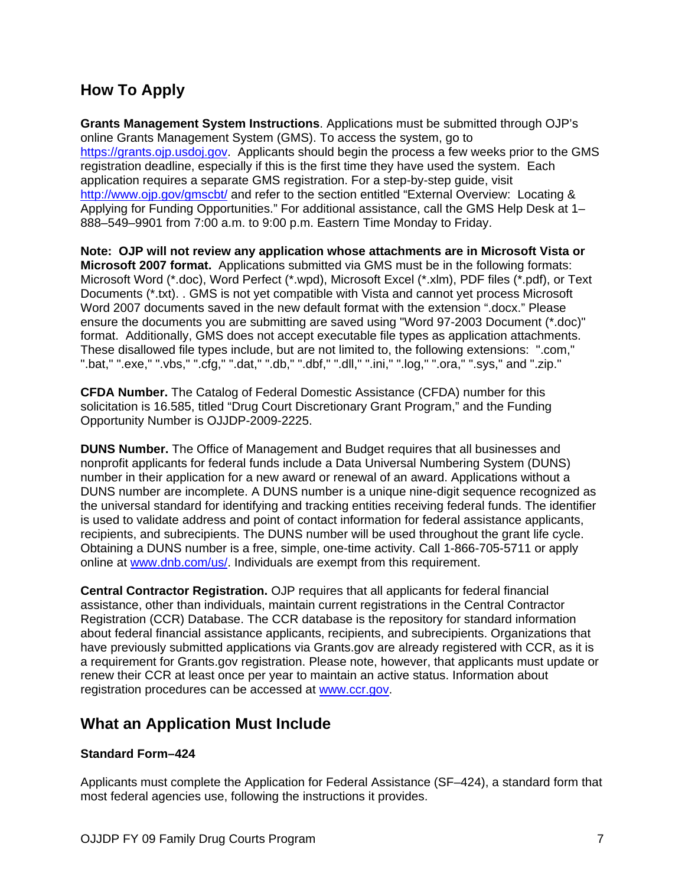## How To Apply

**Grants Management System Instructions**. Applications must be submitted through OJP's online Grants Management System (GMS). To access the system, go to https://grants.ojp.usdoj.gov. Applicants should begin the process a few weeks prior to the GMS registration deadline, especially if this is the first time they have used the system. Each application requires a separate GMS registration. For a step-by-step guide, visit http://www.ojp.gov/gmscbt/ and refer to the section entitled "External Overview: Locating & Applying for Funding Opportunities." For additional assistance, call the GMS Help Desk at 1–888–549–9901 from 7:00 a.m. to 9:00 p.m. Eastern Time Monday to Friday.

**Note: OJP will not review any application whose attachments are in Microsoft Vista or Microsoft 2007 format.** Applications submitted via GMS must be in the following formats: Microsoft Word (*.doc), Word Perfect (*.wpd), Microsoft Excel (*.xlm), PDF files (*.pdf), or Text Documents (*.txt). . GMS is not yet compatible with Vista and cannot yet process Microsoft Word 2007 documents saved in the new default format with the extension ".docx." Please ensure the documents you are submitting are saved using "Word 97-2003 Document (*.doc)" format. Additionally, GMS does not accept executable file types as application attachments. These disallowed file types include, but are not limited to, the following extensions: ".com," ".bat," ".exe," ".vbs," ".cfg," ".dat," ".db," ".dbf," ".dll," ".ini," ".log," ".ora," ".sys," and ".zip."

**CFDA Number.** The Catalog of Federal Domestic Assistance (CFDA) number for this solicitation is 16.585, titled "Drug Court Discretionary Grant Program," and the Funding Opportunity Number is OJJDP-2009-2225.

**DUNS Number.** The Office of Management and Budget requires that all businesses and nonprofit applicants for federal funds include a Data Universal Numbering System (DUNS) number in their application for a new award or renewal of an award. Applications without a DUNS number are incomplete. A DUNS number is a unique nine-digit sequence recognized as the universal standard for identifying and tracking entities receiving federal funds. The identifier is used to validate address and point of contact information for federal assistance applicants, recipients, and subrecipients. The DUNS number will be used throughout the grant life cycle. Obtaining a DUNS number is a free, simple, one-time activity. Call 1-866-705-5711 or apply online at www.dnb.com/us/. Individuals are exempt from this requirement.

**Central Contractor Registration.** OJP requires that all applicants for federal financial assistance, other than individuals, maintain current registrations in the Central Contractor Registration (CCR) Database. The CCR database is the repository for standard information about federal financial assistance applicants, recipients, and subrecipients. Organizations that have previously submitted applications via Grants.gov are already registered with CCR, as it is a requirement for Grants.gov registration. Please note, however, that applicants must update or renew their CCR at least once per year to maintain an active status. Information about registration procedures can be accessed at www.ccr.gov.

## What an Application Must Include

### Standard Form–424

Applicants must complete the Application for Federal Assistance (SF–424), a standard form that most federal agencies use, following the instructions it provides.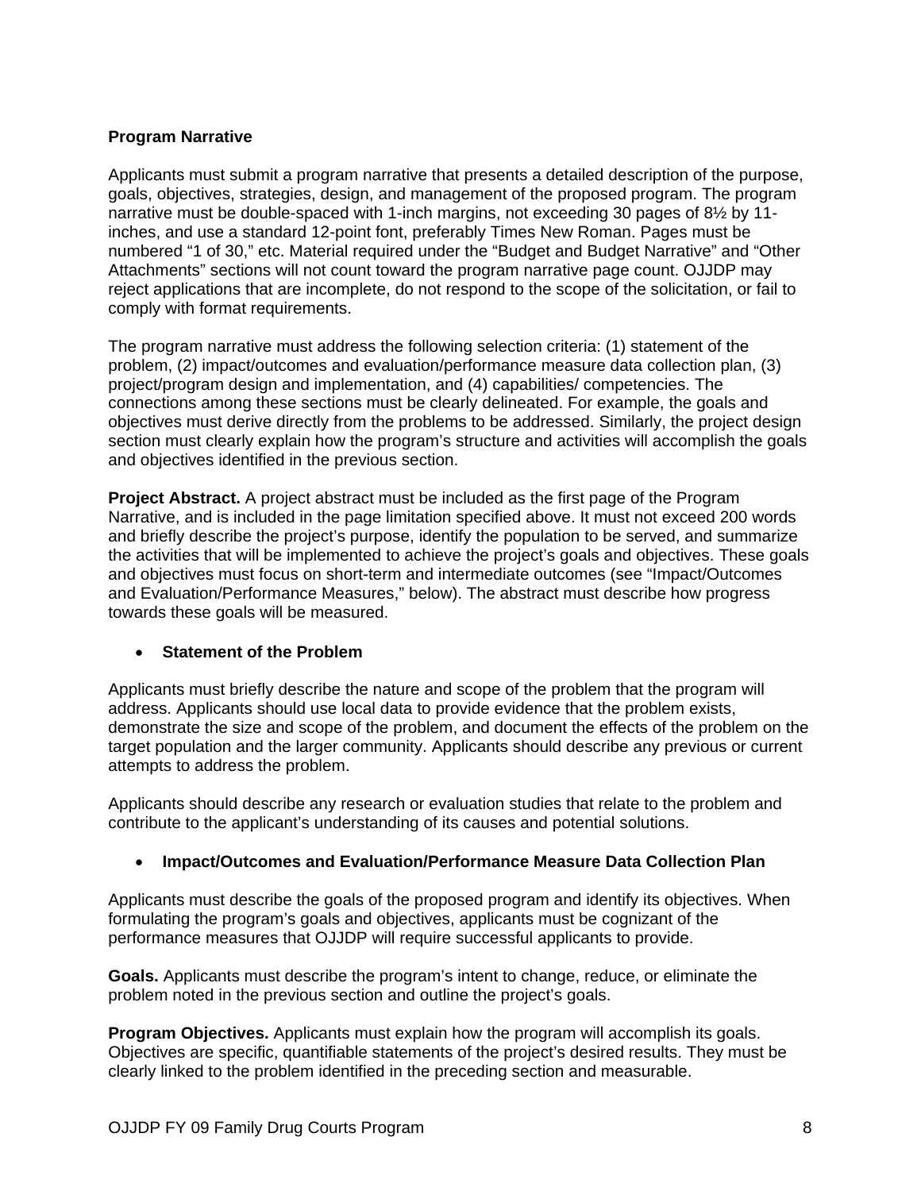**Program Narrative**

Applicants must submit a program narrative that presents a detailed description of the purpose, goals, objectives, strategies, design, and management of the proposed program. The program narrative must be double-spaced with 1-inch margins, not exceeding 30 pages of 8½ by 11-inches, and use a standard 12-point font, preferably Times New Roman. Pages must be numbered "1 of 30," etc. Material required under the "Budget and Budget Narrative" and "Other Attachments" sections will not count toward the program narrative page count. OJJDP may reject applications that are incomplete, do not respond to the scope of the solicitation, or fail to comply with format requirements.

The program narrative must address the following selection criteria: (1) statement of the problem, (2) impact/outcomes and evaluation/performance measure data collection plan, (3) project/program design and implementation, and (4) capabilities/ competencies. The connections among these sections must be clearly delineated. For example, the goals and objectives must derive directly from the problems to be addressed. Similarly, the project design section must clearly explain how the program's structure and activities will accomplish the goals and objectives identified in the previous section.

**Project Abstract.** A project abstract must be included as the first page of the Program Narrative, and is included in the page limitation specified above. It must not exceed 200 words and briefly describe the project's purpose, identify the population to be served, and summarize the activities that will be implemented to achieve the project's goals and objectives. These goals and objectives must focus on short-term and intermediate outcomes (see "Impact/Outcomes and Evaluation/Performance Measures," below). The abstract must describe how progress towards these goals will be measured.

- **Statement of the Problem**

Applicants must briefly describe the nature and scope of the problem that the program will address. Applicants should use local data to provide evidence that the problem exists, demonstrate the size and scope of the problem, and document the effects of the problem on the target population and the larger community. Applicants should describe any previous or current attempts to address the problem.

Applicants should describe any research or evaluation studies that relate to the problem and contribute to the applicant's understanding of its causes and potential solutions.

- **Impact/Outcomes and Evaluation/Performance Measure Data Collection Plan**

Applicants must describe the goals of the proposed program and identify its objectives. When formulating the program's goals and objectives, applicants must be cognizant of the performance measures that OJJDP will require successful applicants to provide.

**Goals.** Applicants must describe the program's intent to change, reduce, or eliminate the problem noted in the previous section and outline the project's goals.

**Program Objectives.** Applicants must explain how the program will accomplish its goals. Objectives are specific, quantifiable statements of the project's desired results. They must be clearly linked to the problem identified in the preceding section and measurable.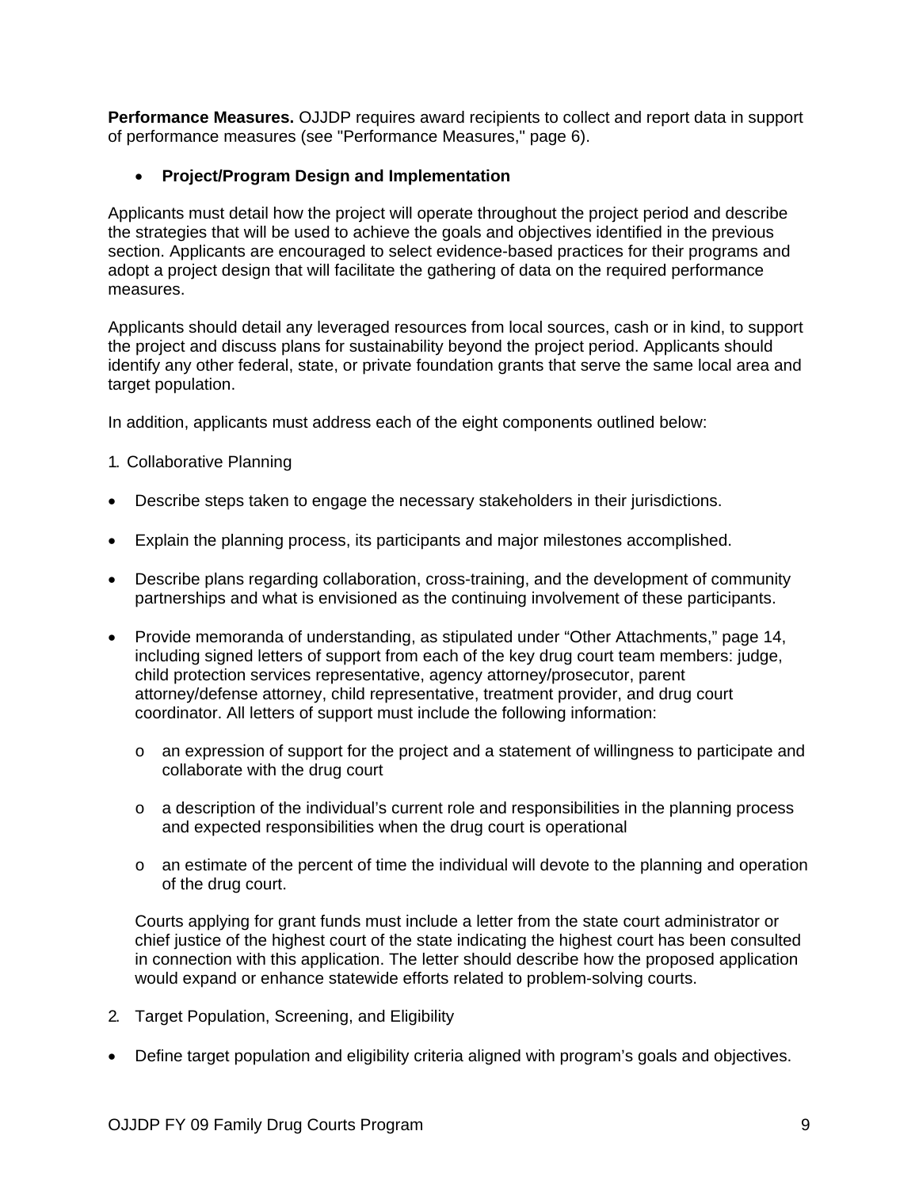**Performance Measures.** OJJDP requires award recipients to collect and report data in support of performance measures (see "Performance Measures," page 6).

- **Project/Program Design and Implementation**

Applicants must detail how the project will operate throughout the project period and describe the strategies that will be used to achieve the goals and objectives identified in the previous section. Applicants are encouraged to select evidence-based practices for their programs and adopt a project design that will facilitate the gathering of data on the required performance measures.

Applicants should detail any leveraged resources from local sources, cash or in kind, to support the project and discuss plans for sustainability beyond the project period. Applicants should identify any other federal, state, or private foundation grants that serve the same local area and target population.

In addition, applicants must address each of the eight components outlined below:

1. Collaborative Planning

- Describe steps taken to engage the necessary stakeholders in their jurisdictions.
- Explain the planning process, its participants and major milestones accomplished.
- Describe plans regarding collaboration, cross-training, and the development of community partnerships and what is envisioned as the continuing involvement of these participants.
- Provide memoranda of understanding, as stipulated under "Other Attachments," page 14, including signed letters of support from each of the key drug court team members: judge, child protection services representative, agency attorney/prosecutor, parent attorney/defense attorney, child representative, treatment provider, and drug court coordinator. All letters of support must include the following information:
    - an expression of support for the project and a statement of willingness to participate and collaborate with the drug court
    - a description of the individual's current role and responsibilities in the planning process and expected responsibilities when the drug court is operational
    - an estimate of the percent of time the individual will devote to the planning and operation of the drug court.

  Courts applying for grant funds must include a letter from the state court administrator or chief justice of the highest court of the state indicating the highest court has been consulted in connection with this application. The letter should describe how the proposed application would expand or enhance statewide efforts related to problem-solving courts.

2. Target Population, Screening, and Eligibility

- Define target population and eligibility criteria aligned with program's goals and objectives.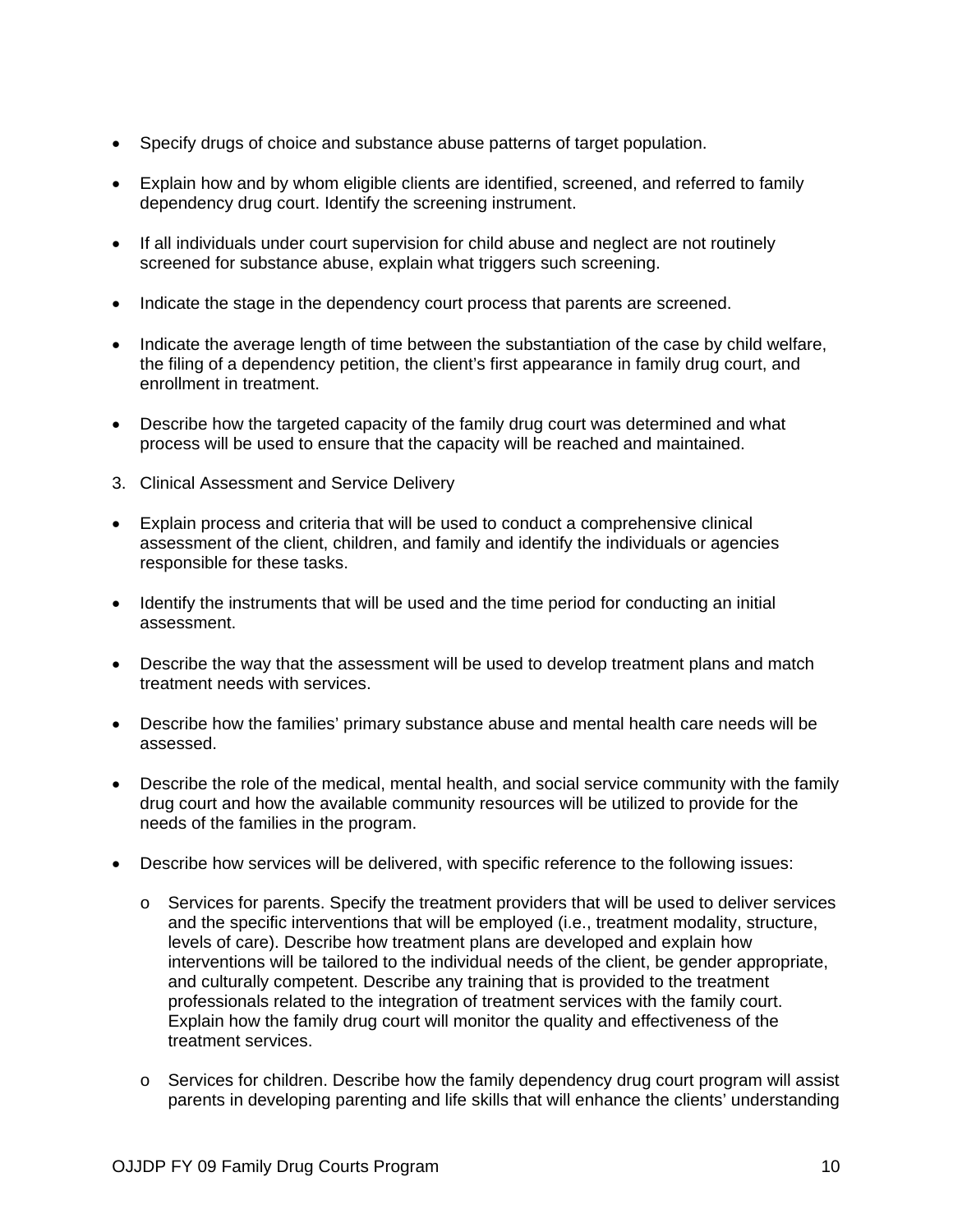- Specify drugs of choice and substance abuse patterns of target population.
- Explain how and by whom eligible clients are identified, screened, and referred to family dependency drug court. Identify the screening instrument.
- If all individuals under court supervision for child abuse and neglect are not routinely screened for substance abuse, explain what triggers such screening.
- Indicate the stage in the dependency court process that parents are screened.
- Indicate the average length of time between the substantiation of the case by child welfare, the filing of a dependency petition, the client's first appearance in family drug court, and enrollment in treatment.
- Describe how the targeted capacity of the family drug court was determined and what process will be used to ensure that the capacity will be reached and maintained.

3. Clinical Assessment and Service Delivery

- Explain process and criteria that will be used to conduct a comprehensive clinical assessment of the client, children, and family and identify the individuals or agencies responsible for these tasks.
- Identify the instruments that will be used and the time period for conducting an initial assessment.
- Describe the way that the assessment will be used to develop treatment plans and match treatment needs with services.
- Describe how the families' primary substance abuse and mental health care needs will be assessed.
- Describe the role of the medical, mental health, and social service community with the family drug court and how the available community resources will be utilized to provide for the needs of the families in the program.
- Describe how services will be delivered, with specific reference to the following issues:
  - Services for parents. Specify the treatment providers that will be used to deliver services and the specific interventions that will be employed (i.e., treatment modality, structure, levels of care). Describe how treatment plans are developed and explain how interventions will be tailored to the individual needs of the client, be gender appropriate, and culturally competent. Describe any training that is provided to the treatment professionals related to the integration of treatment services with the family court. Explain how the family drug court will monitor the quality and effectiveness of the treatment services.
  - Services for children. Describe how the family dependency drug court program will assist parents in developing parenting and life skills that will enhance the clients' understanding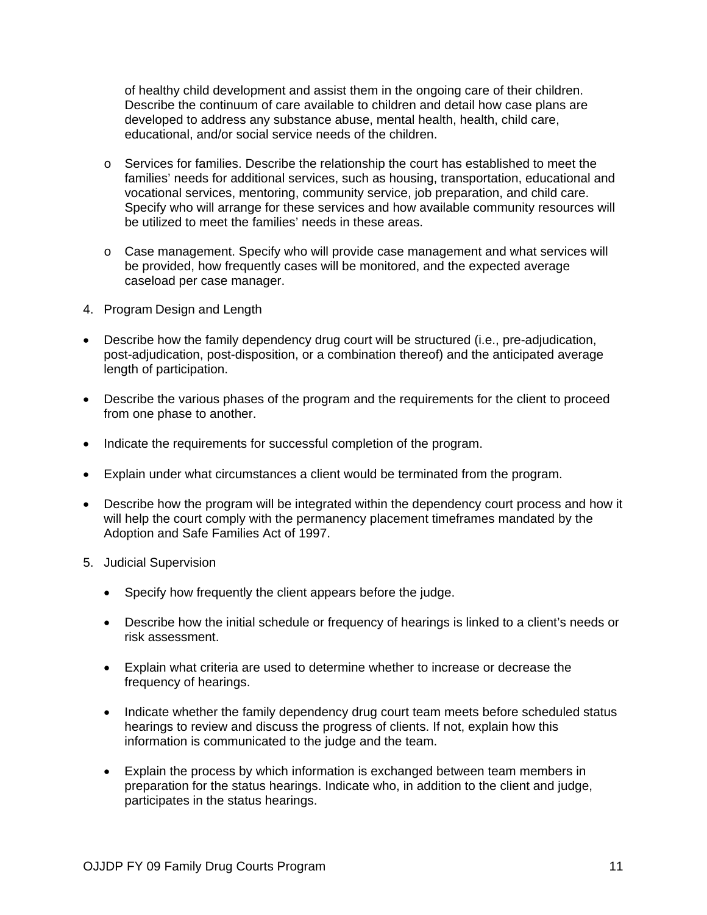of healthy child development and assist them in the ongoing care of their children. Describe the continuum of care available to children and detail how case plans are developed to address any substance abuse, mental health, health, child care, educational, and/or social service needs of the children.

  - Services for families. Describe the relationship the court has established to meet the families' needs for additional services, such as housing, transportation, educational and vocational services, mentoring, community service, job preparation, and child care. Specify who will arrange for these services and how available community resources will be utilized to meet the families' needs in these areas.

  - Case management. Specify who will provide case management and what services will be provided, how frequently cases will be monitored, and the expected average caseload per case manager.

4. Program Design and Length

- Describe how the family dependency drug court will be structured (i.e., pre-adjudication, post-adjudication, post-disposition, or a combination thereof) and the anticipated average length of participation.

- Describe the various phases of the program and the requirements for the client to proceed from one phase to another.

- Indicate the requirements for successful completion of the program.

- Explain under what circumstances a client would be terminated from the program.

- Describe how the program will be integrated within the dependency court process and how it will help the court comply with the permanency placement timeframes mandated by the Adoption and Safe Families Act of 1997.

5. Judicial Supervision

  - Specify how frequently the client appears before the judge.

  - Describe how the initial schedule or frequency of hearings is linked to a client's needs or risk assessment.

  - Explain what criteria are used to determine whether to increase or decrease the frequency of hearings.

  - Indicate whether the family dependency drug court team meets before scheduled status hearings to review and discuss the progress of clients. If not, explain how this information is communicated to the judge and the team.

  - Explain the process by which information is exchanged between team members in preparation for the status hearings. Indicate who, in addition to the client and judge, participates in the status hearings.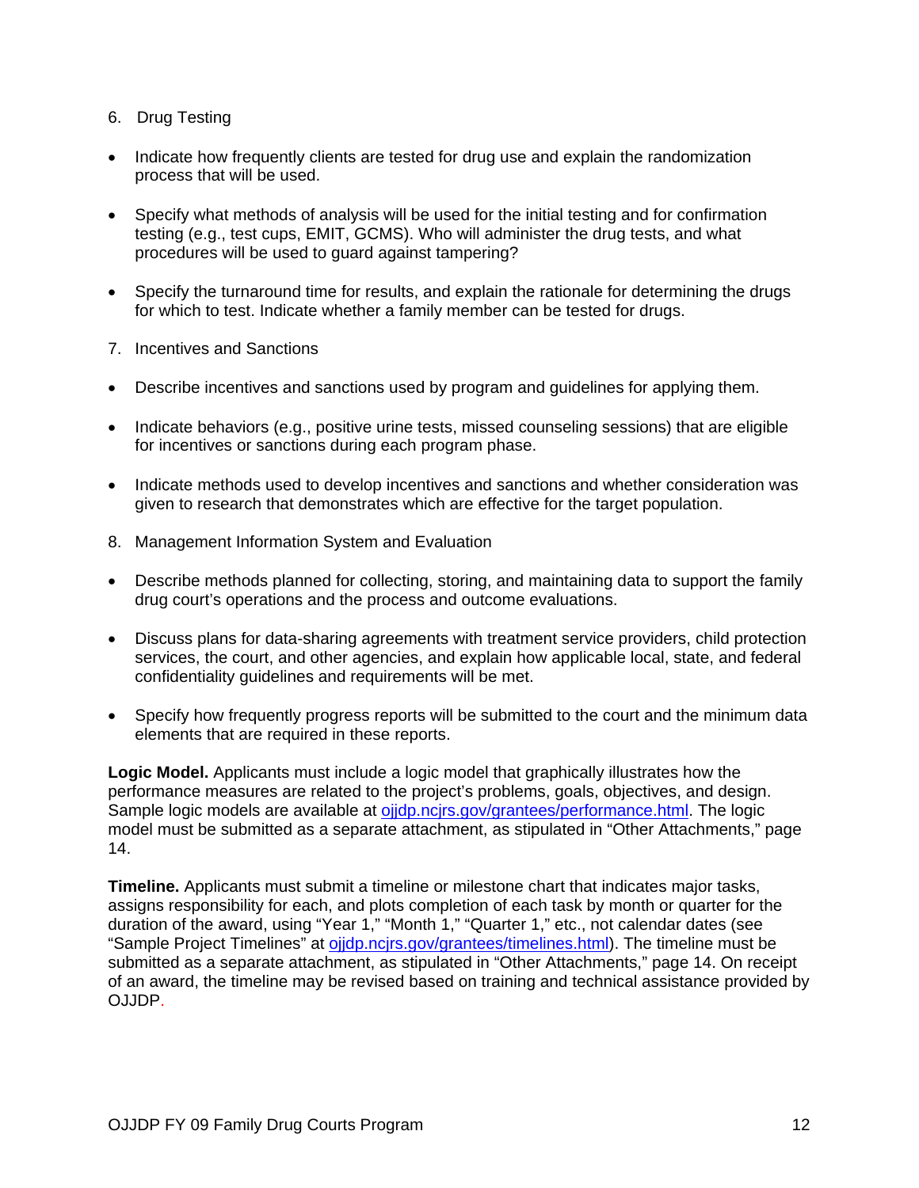6. Drug Testing

- Indicate how frequently clients are tested for drug use and explain the randomization process that will be used.
- Specify what methods of analysis will be used for the initial testing and for confirmation testing (e.g., test cups, EMIT, GCMS). Who will administer the drug tests, and what procedures will be used to guard against tampering?
- Specify the turnaround time for results, and explain the rationale for determining the drugs for which to test. Indicate whether a family member can be tested for drugs.

7. Incentives and Sanctions

- Describe incentives and sanctions used by program and guidelines for applying them.
- Indicate behaviors (e.g., positive urine tests, missed counseling sessions) that are eligible for incentives or sanctions during each program phase.
- Indicate methods used to develop incentives and sanctions and whether consideration was given to research that demonstrates which are effective for the target population.

8. Management Information System and Evaluation

- Describe methods planned for collecting, storing, and maintaining data to support the family drug court's operations and the process and outcome evaluations.
- Discuss plans for data-sharing agreements with treatment service providers, child protection services, the court, and other agencies, and explain how applicable local, state, and federal confidentiality guidelines and requirements will be met.
- Specify how frequently progress reports will be submitted to the court and the minimum data elements that are required in these reports.

**Logic Model.** Applicants must include a logic model that graphically illustrates how the performance measures are related to the project's problems, goals, objectives, and design. Sample logic models are available at [ojjdp.ncjrs.gov/grantees/performance.html](ojjdp.ncjrs.gov/grantees/performance.html). The logic model must be submitted as a separate attachment, as stipulated in "Other Attachments," page 14.

**Timeline.** Applicants must submit a timeline or milestone chart that indicates major tasks, assigns responsibility for each, and plots completion of each task by month or quarter for the duration of the award, using "Year 1," "Month 1," "Quarter 1," etc., not calendar dates (see "Sample Project Timelines" at [ojjdp.ncjrs.gov/grantees/timelines.html](ojjdp.ncjrs.gov/grantees/timelines.html)). The timeline must be submitted as a separate attachment, as stipulated in "Other Attachments," page 14. On receipt of an award, the timeline may be revised based on training and technical assistance provided by OJJDP.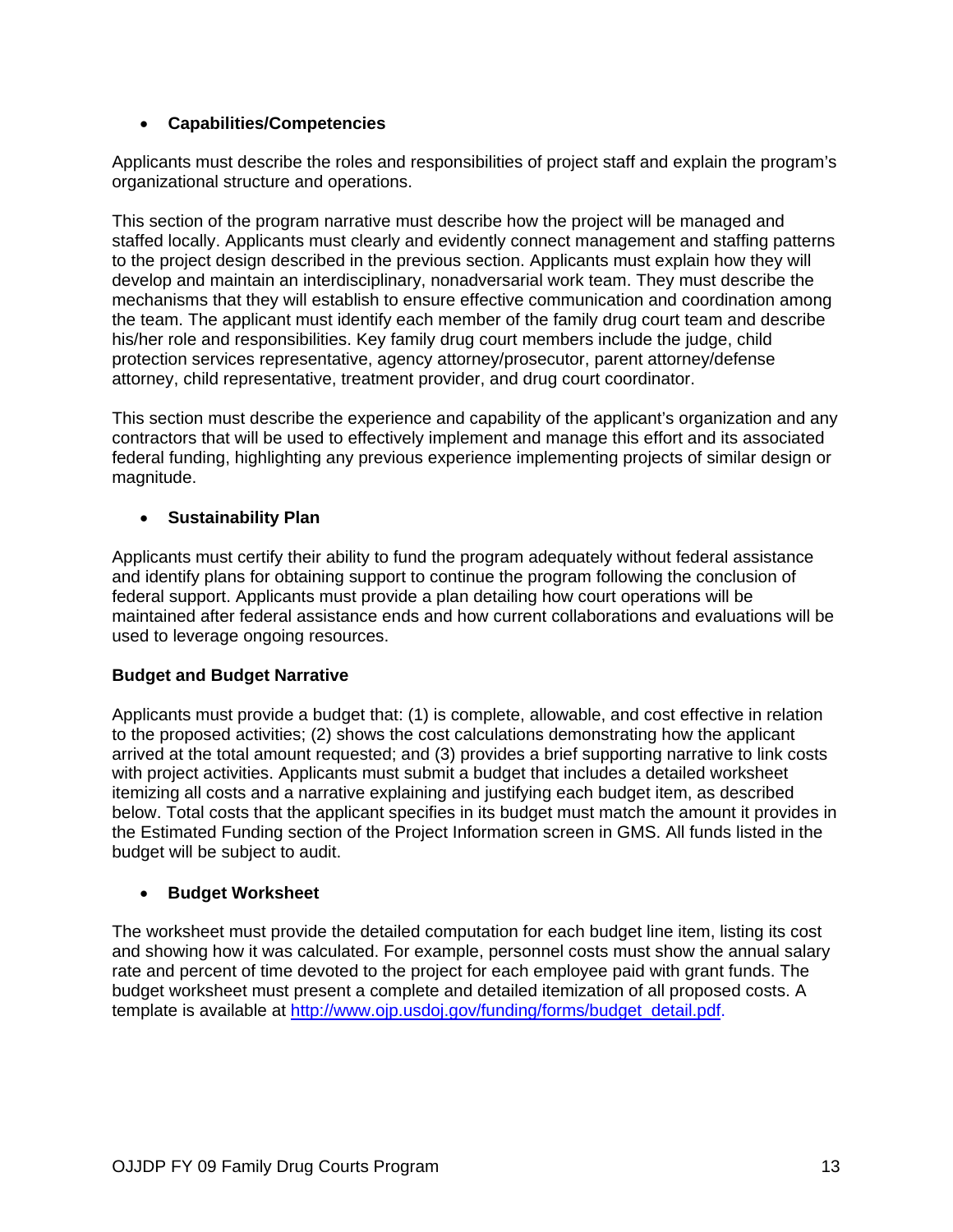- **Capabilities/Competencies**

Applicants must describe the roles and responsibilities of project staff and explain the program's organizational structure and operations.

This section of the program narrative must describe how the project will be managed and staffed locally. Applicants must clearly and evidently connect management and staffing patterns to the project design described in the previous section. Applicants must explain how they will develop and maintain an interdisciplinary, nonadversarial work team. They must describe the mechanisms that they will establish to ensure effective communication and coordination among the team. The applicant must identify each member of the family drug court team and describe his/her role and responsibilities. Key family drug court members include the judge, child protection services representative, agency attorney/prosecutor, parent attorney/defense attorney, child representative, treatment provider, and drug court coordinator.

This section must describe the experience and capability of the applicant's organization and any contractors that will be used to effectively implement and manage this effort and its associated federal funding, highlighting any previous experience implementing projects of similar design or magnitude.

- **Sustainability Plan**

Applicants must certify their ability to fund the program adequately without federal assistance and identify plans for obtaining support to continue the program following the conclusion of federal support. Applicants must provide a plan detailing how court operations will be maintained after federal assistance ends and how current collaborations and evaluations will be used to leverage ongoing resources.

**Budget and Budget Narrative**

Applicants must provide a budget that: (1) is complete, allowable, and cost effective in relation to the proposed activities; (2) shows the cost calculations demonstrating how the applicant arrived at the total amount requested; and (3) provides a brief supporting narrative to link costs with project activities. Applicants must submit a budget that includes a detailed worksheet itemizing all costs and a narrative explaining and justifying each budget item, as described below. Total costs that the applicant specifies in its budget must match the amount it provides in the Estimated Funding section of the Project Information screen in GMS. All funds listed in the budget will be subject to audit.

- **Budget Worksheet**

The worksheet must provide the detailed computation for each budget line item, listing its cost and showing how it was calculated. For example, personnel costs must show the annual salary rate and percent of time devoted to the project for each employee paid with grant funds. The budget worksheet must present a complete and detailed itemization of all proposed costs. A template is available at http://www.ojp.usdoj.gov/funding/forms/budget_detail.pdf.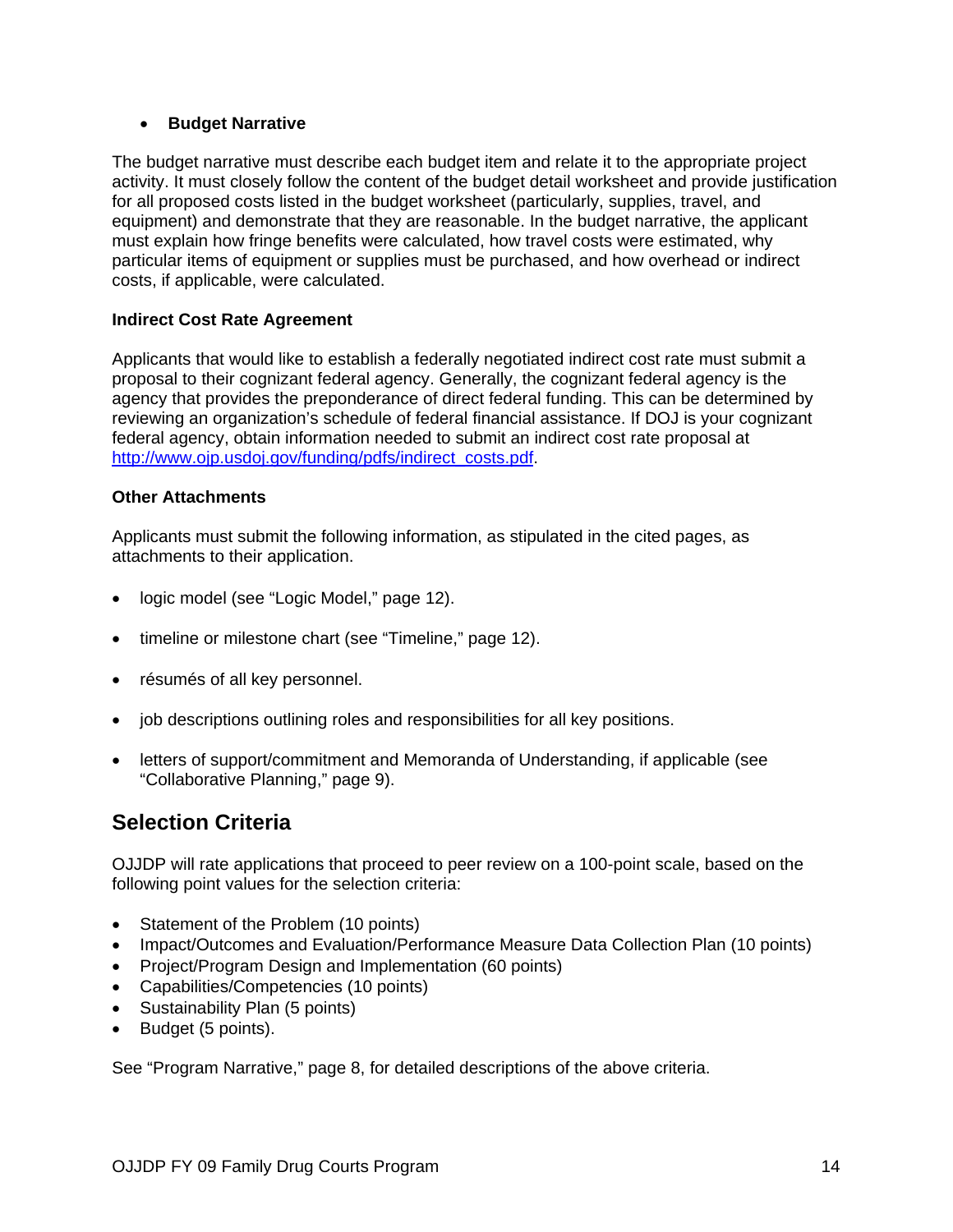- **Budget Narrative**

The budget narrative must describe each budget item and relate it to the appropriate project activity. It must closely follow the content of the budget detail worksheet and provide justification for all proposed costs listed in the budget worksheet (particularly, supplies, travel, and equipment) and demonstrate that they are reasonable. In the budget narrative, the applicant must explain how fringe benefits were calculated, how travel costs were estimated, why particular items of equipment or supplies must be purchased, and how overhead or indirect costs, if applicable, were calculated.

**Indirect Cost Rate Agreement**

Applicants that would like to establish a federally negotiated indirect cost rate must submit a proposal to their cognizant federal agency. Generally, the cognizant federal agency is the agency that provides the preponderance of direct federal funding. This can be determined by reviewing an organization's schedule of federal financial assistance. If DOJ is your cognizant federal agency, obtain information needed to submit an indirect cost rate proposal at http://www.ojp.usdoj.gov/funding/pdfs/indirect_costs.pdf.

**Other Attachments**

Applicants must submit the following information, as stipulated in the cited pages, as attachments to their application.

- logic model (see "Logic Model," page 12).
- timeline or milestone chart (see "Timeline," page 12).
- résumés of all key personnel.
- job descriptions outlining roles and responsibilities for all key positions.
- letters of support/commitment and Memoranda of Understanding, if applicable (see "Collaborative Planning," page 9).

## Selection Criteria

OJJDP will rate applications that proceed to peer review on a 100-point scale, based on the following point values for the selection criteria:

- Statement of the Problem (10 points)
- Impact/Outcomes and Evaluation/Performance Measure Data Collection Plan (10 points)
- Project/Program Design and Implementation (60 points)
- Capabilities/Competencies (10 points)
- Sustainability Plan (5 points)
- Budget (5 points).

See "Program Narrative," page 8, for detailed descriptions of the above criteria.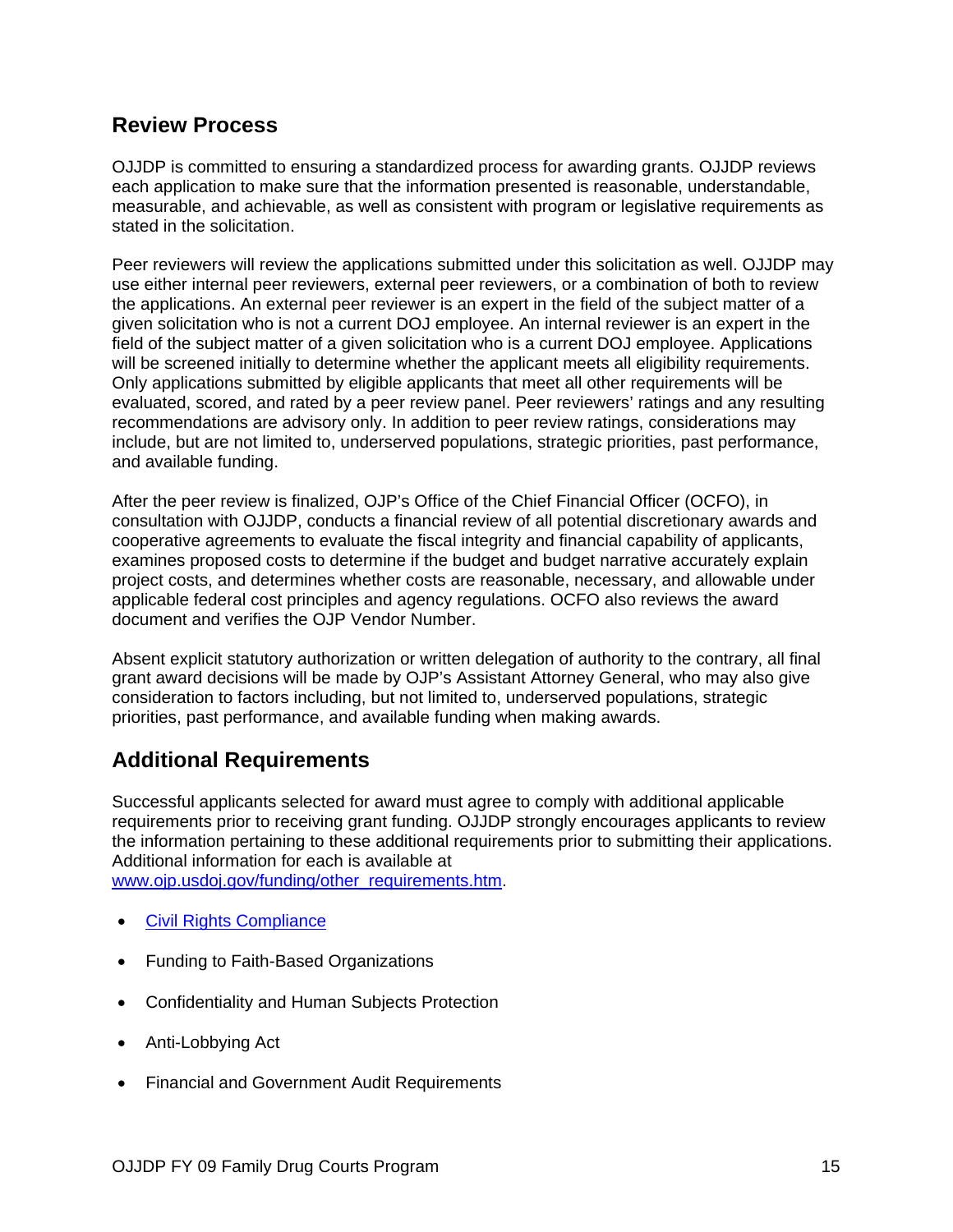## Review Process

OJJDP is committed to ensuring a standardized process for awarding grants. OJJDP reviews each application to make sure that the information presented is reasonable, understandable, measurable, and achievable, as well as consistent with program or legislative requirements as stated in the solicitation.

Peer reviewers will review the applications submitted under this solicitation as well. OJJDP may use either internal peer reviewers, external peer reviewers, or a combination of both to review the applications. An external peer reviewer is an expert in the field of the subject matter of a given solicitation who is not a current DOJ employee. An internal reviewer is an expert in the field of the subject matter of a given solicitation who is a current DOJ employee. Applications will be screened initially to determine whether the applicant meets all eligibility requirements. Only applications submitted by eligible applicants that meet all other requirements will be evaluated, scored, and rated by a peer review panel. Peer reviewers' ratings and any resulting recommendations are advisory only. In addition to peer review ratings, considerations may include, but are not limited to, underserved populations, strategic priorities, past performance, and available funding.

After the peer review is finalized, OJP's Office of the Chief Financial Officer (OCFO), in consultation with OJJDP, conducts a financial review of all potential discretionary awards and cooperative agreements to evaluate the fiscal integrity and financial capability of applicants, examines proposed costs to determine if the budget and budget narrative accurately explain project costs, and determines whether costs are reasonable, necessary, and allowable under applicable federal cost principles and agency regulations. OCFO also reviews the award document and verifies the OJP Vendor Number.

Absent explicit statutory authorization or written delegation of authority to the contrary, all final grant award decisions will be made by OJP's Assistant Attorney General, who may also give consideration to factors including, but not limited to, underserved populations, strategic priorities, past performance, and available funding when making awards.

## Additional Requirements

Successful applicants selected for award must agree to comply with additional applicable requirements prior to receiving grant funding. OJJDP strongly encourages applicants to review the information pertaining to these additional requirements prior to submitting their applications. Additional information for each is available at [www.ojp.usdoj.gov/funding/other_requirements.htm](www.ojp.usdoj.gov/funding/other_requirements.htm).

- [Civil Rights Compliance]()
- Funding to Faith-Based Organizations
- Confidentiality and Human Subjects Protection
- Anti-Lobbying Act
- Financial and Government Audit Requirements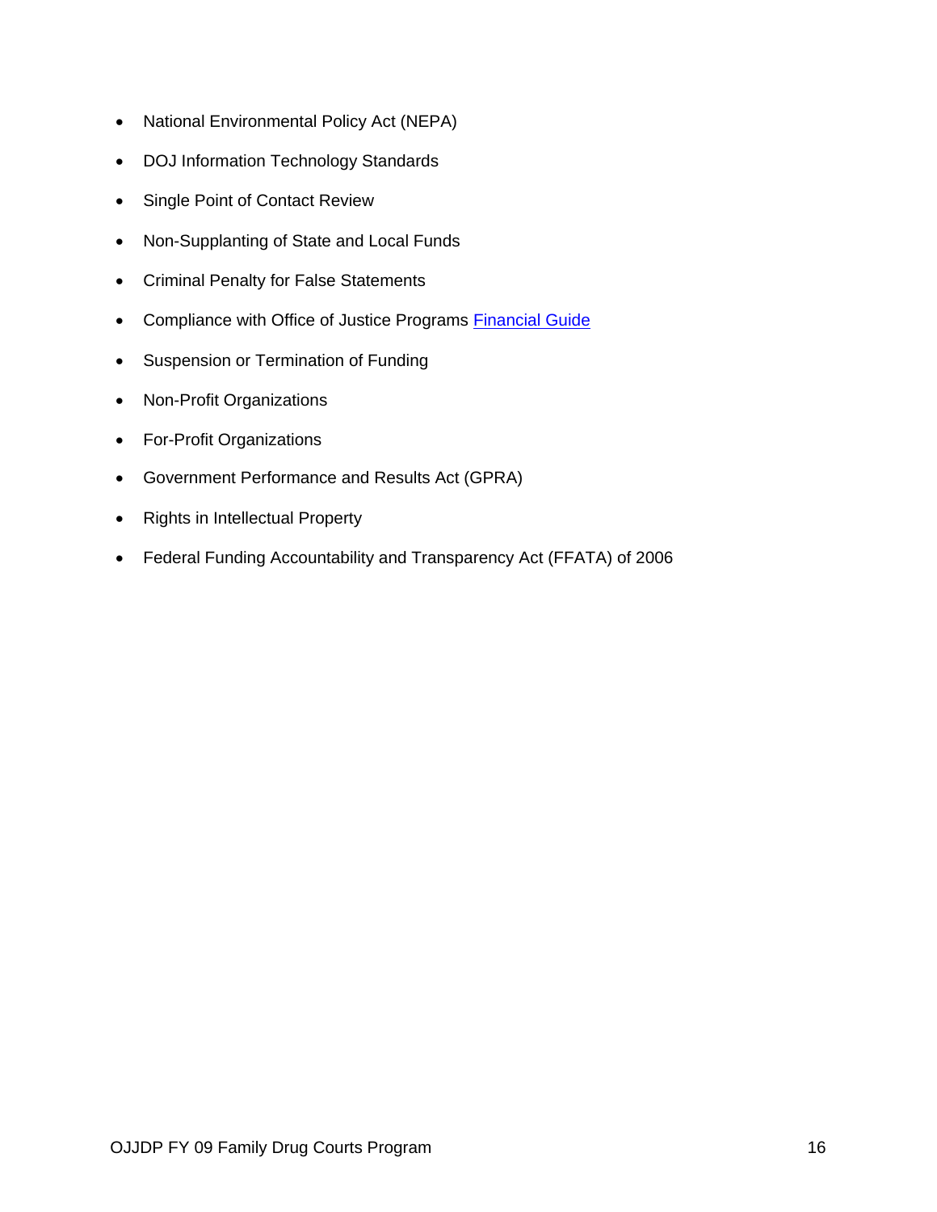- National Environmental Policy Act (NEPA)
- DOJ Information Technology Standards
- Single Point of Contact Review
- Non-Supplanting of State and Local Funds
- Criminal Penalty for False Statements
- Compliance with Office of Justice Programs Financial Guide
- Suspension or Termination of Funding
- Non-Profit Organizations
- For-Profit Organizations
- Government Performance and Results Act (GPRA)
- Rights in Intellectual Property
- Federal Funding Accountability and Transparency Act (FFATA) of 2006